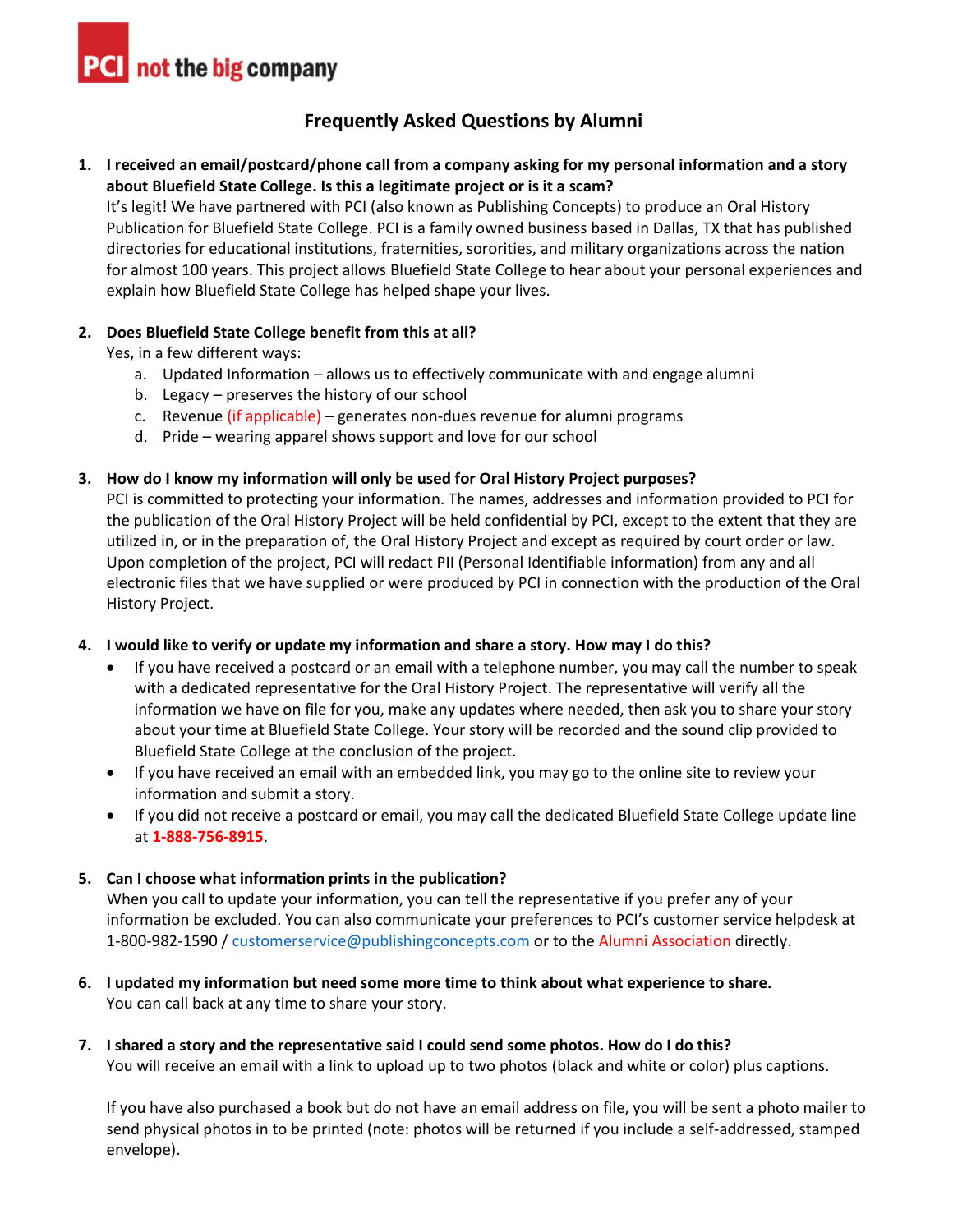PCI not the big company

# Frequently Asked Questions by Alumni

1. **I received an email/postcard/phone call from a company asking for my personal information and a story about Bluefield State College. Is this a legitimate project or is it a scam?**
   It's legit! We have partnered with PCI (also known as Publishing Concepts) to produce an Oral History Publication for Bluefield State College. PCI is a family owned business based in Dallas, TX that has published directories for educational institutions, fraternities, sororities, and military organizations across the nation for almost 100 years. This project allows Bluefield State College to hear about your personal experiences and explain how Bluefield State College has helped shape your lives.

2. **Does Bluefield State College benefit from this at all?**
   Yes, in a few different ways:
   a. Updated Information – allows us to effectively communicate with and engage alumni
   b. Legacy – preserves the history of our school
   c. Revenue (if applicable) – generates non-dues revenue for alumni programs
   d. Pride – wearing apparel shows support and love for our school

3. **How do I know my information will only be used for Oral History Project purposes?**
   PCI is committed to protecting your information. The names, addresses and information provided to PCI for the publication of the Oral History Project will be held confidential by PCI, except to the extent that they are utilized in, or in the preparation of, the Oral History Project and except as required by court order or law. Upon completion of the project, PCI will redact PII (Personal Identifiable information) from any and all electronic files that we have supplied or were produced by PCI in connection with the production of the Oral History Project.

4. **I would like to verify or update my information and share a story. How may I do this?**
   - If you have received a postcard or an email with a telephone number, you may call the number to speak with a dedicated representative for the Oral History Project. The representative will verify all the information we have on file for you, make any updates where needed, then ask you to share your story about your time at Bluefield State College. Your story will be recorded and the sound clip provided to Bluefield State College at the conclusion of the project.
   - If you have received an email with an embedded link, you may go to the online site to review your information and submit a story.
   - If you did not receive a postcard or email, you may call the dedicated Bluefield State College update line at **1-888-756-8915**.

5. **Can I choose what information prints in the publication?**
   When you call to update your information, you can tell the representative if you prefer any of your information be excluded. You can also communicate your preferences to PCI's customer service helpdesk at 1-800-982-1590 / customerservice@publishingconcepts.com or to the Alumni Association directly.

6. **I updated my information but need some more time to think about what experience to share.**
   You can call back at any time to share your story.

7. **I shared a story and the representative said I could send some photos. How do I do this?**
   You will receive an email with a link to upload up to two photos (black and white or color) plus captions.

   If you have also purchased a book but do not have an email address on file, you will be sent a photo mailer to send physical photos in to be printed (note: photos will be returned if you include a self-addressed, stamped envelope).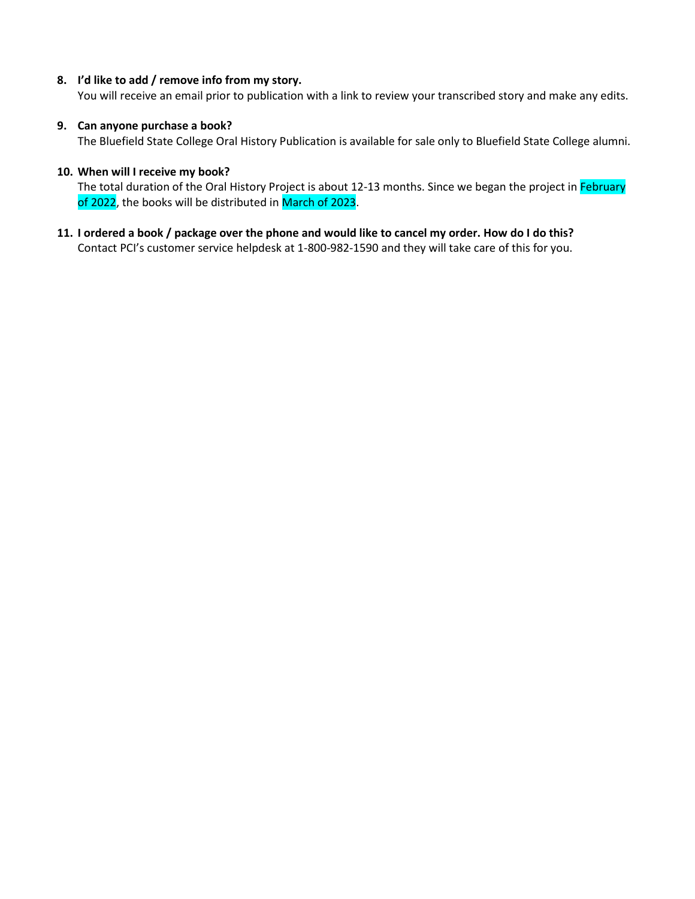8. **I'd like to add / remove info from my story.**
   You will receive an email prior to publication with a link to review your transcribed story and make any edits.

9. **Can anyone purchase a book?**
   The Bluefield State College Oral History Publication is available for sale only to Bluefield State College alumni.

10. **When will I receive my book?**
    The total duration of the Oral History Project is about 12-13 months. Since we began the project in February of 2022, the books will be distributed in March of 2023.

11. **I ordered a book / package over the phone and would like to cancel my order. How do I do this?**
    Contact PCI's customer service helpdesk at 1-800-982-1590 and they will take care of this for you.